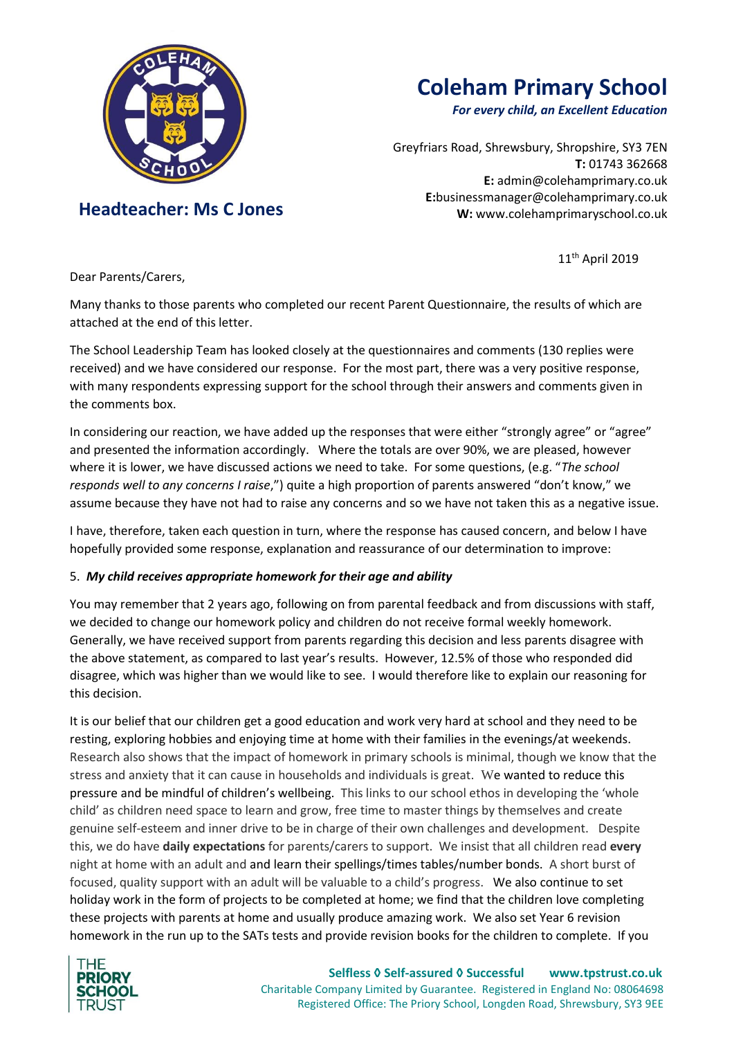# Coleham Primary School

*For every child, an Excellent Education*

Greyfriars Road, Shrewsbury, Shropshire, SY3 7EN
**T:** 01743 362668
**E:** admin@colehamprimary.co.uk
**E:**businessmanager@colehamprimary.co.uk
**W:** www.colehamprimaryschool.co.uk

## Headteacher: Ms C Jones

11th April 2019

Dear Parents/Carers,

Many thanks to those parents who completed our recent Parent Questionnaire, the results of which are attached at the end of this letter.

The School Leadership Team has looked closely at the questionnaires and comments (130 replies were received) and we have considered our response. For the most part, there was a very positive response, with many respondents expressing support for the school through their answers and comments given in the comments box.

In considering our reaction, we have added up the responses that were either "strongly agree" or "agree" and presented the information accordingly. Where the totals are over 90%, we are pleased, however where it is lower, we have discussed actions we need to take. For some questions, (e.g. "*The school responds well to any concerns I raise*,") quite a high proportion of parents answered "don't know," we assume because they have not had to raise any concerns and so we have not taken this as a negative issue.

I have, therefore, taken each question in turn, where the response has caused concern, and below I have hopefully provided some response, explanation and reassurance of our determination to improve:

5. ***My child receives appropriate homework for their age and ability***

You may remember that 2 years ago, following on from parental feedback and from discussions with staff, we decided to change our homework policy and children do not receive formal weekly homework. Generally, we have received support from parents regarding this decision and less parents disagree with the above statement, as compared to last year's results. However, 12.5% of those who responded did disagree, which was higher than we would like to see. I would therefore like to explain our reasoning for this decision.

It is our belief that our children get a good education and work very hard at school and they need to be resting, exploring hobbies and enjoying time at home with their families in the evenings/at weekends. Research also shows that the impact of homework in primary schools is minimal, though we know that the stress and anxiety that it can cause in households and individuals is great. We wanted to reduce this pressure and be mindful of children's wellbeing. This links to our school ethos in developing the 'whole child' as children need space to learn and grow, free time to master things by themselves and create genuine self-esteem and inner drive to be in charge of their own challenges and development. Despite this, we do have **daily expectations** for parents/carers to support. We insist that all children read **every** night at home with an adult and and learn their spellings/times tables/number bonds. A short burst of focused, quality support with an adult will be valuable to a child's progress. We also continue to set holiday work in the form of projects to be completed at home; we find that the children love completing these projects with parents at home and usually produce amazing work. We also set Year 6 revision homework in the run up to the SATs tests and provide revision books for the children to complete. If you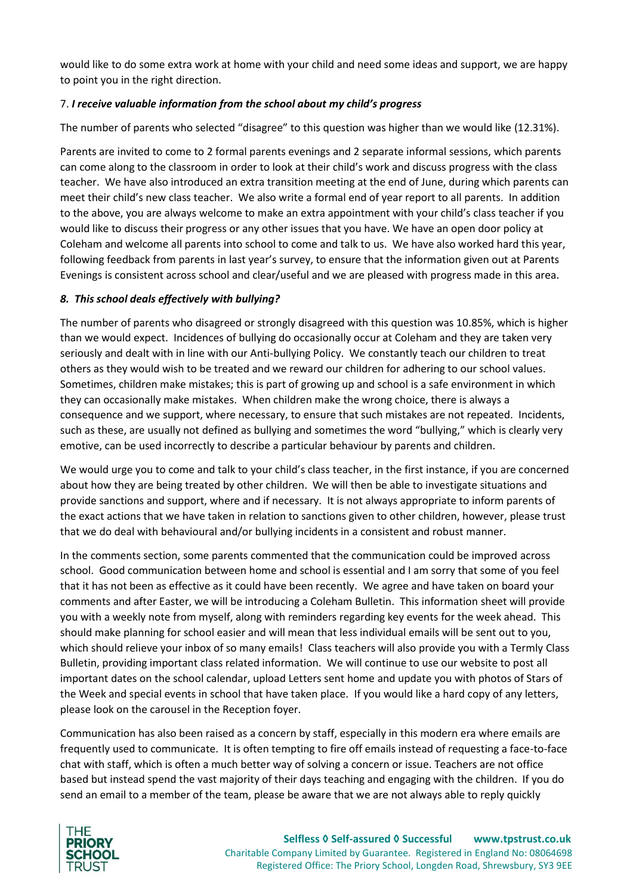would like to do some extra work at home with your child and need some ideas and support, we are happy to point you in the right direction.

7. ***I receive valuable information from the school about my child's progress***

The number of parents who selected "disagree" to this question was higher than we would like (12.31%).

Parents are invited to come to 2 formal parents evenings and 2 separate informal sessions, which parents can come along to the classroom in order to look at their child's work and discuss progress with the class teacher. We have also introduced an extra transition meeting at the end of June, during which parents can meet their child's new class teacher. We also write a formal end of year report to all parents. In addition to the above, you are always welcome to make an extra appointment with your child's class teacher if you would like to discuss their progress or any other issues that you have. We have an open door policy at Coleham and welcome all parents into school to come and talk to us. We have also worked hard this year, following feedback from parents in last year's survey, to ensure that the information given out at Parents Evenings is consistent across school and clear/useful and we are pleased with progress made in this area.

***8. This school deals effectively with bullying?***

The number of parents who disagreed or strongly disagreed with this question was 10.85%, which is higher than we would expect. Incidences of bullying do occasionally occur at Coleham and they are taken very seriously and dealt with in line with our Anti-bullying Policy. We constantly teach our children to treat others as they would wish to be treated and we reward our children for adhering to our school values. Sometimes, children make mistakes; this is part of growing up and school is a safe environment in which they can occasionally make mistakes. When children make the wrong choice, there is always a consequence and we support, where necessary, to ensure that such mistakes are not repeated. Incidents, such as these, are usually not defined as bullying and sometimes the word "bullying," which is clearly very emotive, can be used incorrectly to describe a particular behaviour by parents and children.

We would urge you to come and talk to your child's class teacher, in the first instance, if you are concerned about how they are being treated by other children. We will then be able to investigate situations and provide sanctions and support, where and if necessary. It is not always appropriate to inform parents of the exact actions that we have taken in relation to sanctions given to other children, however, please trust that we do deal with behavioural and/or bullying incidents in a consistent and robust manner.

In the comments section, some parents commented that the communication could be improved across school. Good communication between home and school is essential and I am sorry that some of you feel that it has not been as effective as it could have been recently. We agree and have taken on board your comments and after Easter, we will be introducing a Coleham Bulletin. This information sheet will provide you with a weekly note from myself, along with reminders regarding key events for the week ahead. This should make planning for school easier and will mean that less individual emails will be sent out to you, which should relieve your inbox of so many emails! Class teachers will also provide you with a Termly Class Bulletin, providing important class related information. We will continue to use our website to post all important dates on the school calendar, upload Letters sent home and update you with photos of Stars of the Week and special events in school that have taken place. If you would like a hard copy of any letters, please look on the carousel in the Reception foyer.

Communication has also been raised as a concern by staff, especially in this modern era where emails are frequently used to communicate. It is often tempting to fire off emails instead of requesting a face-to-face chat with staff, which is often a much better way of solving a concern or issue. Teachers are not office based but instead spend the vast majority of their days teaching and engaging with the children. If you do send an email to a member of the team, please be aware that we are not always able to reply quickly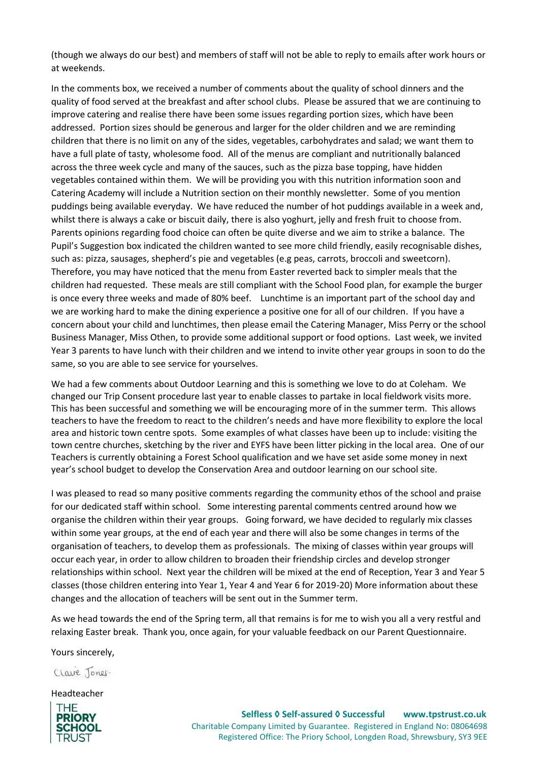(though we always do our best) and members of staff will not be able to reply to emails after work hours or at weekends.

In the comments box, we received a number of comments about the quality of school dinners and the quality of food served at the breakfast and after school clubs. Please be assured that we are continuing to improve catering and realise there have been some issues regarding portion sizes, which have been addressed. Portion sizes should be generous and larger for the older children and we are reminding children that there is no limit on any of the sides, vegetables, carbohydrates and salad; we want them to have a full plate of tasty, wholesome food. All of the menus are compliant and nutritionally balanced across the three week cycle and many of the sauces, such as the pizza base topping, have hidden vegetables contained within them. We will be providing you with this nutrition information soon and Catering Academy will include a Nutrition section on their monthly newsletter. Some of you mention puddings being available everyday. We have reduced the number of hot puddings available in a week and, whilst there is always a cake or biscuit daily, there is also yoghurt, jelly and fresh fruit to choose from. Parents opinions regarding food choice can often be quite diverse and we aim to strike a balance. The Pupil's Suggestion box indicated the children wanted to see more child friendly, easily recognisable dishes, such as: pizza, sausages, shepherd's pie and vegetables (e.g peas, carrots, broccoli and sweetcorn). Therefore, you may have noticed that the menu from Easter reverted back to simpler meals that the children had requested. These meals are still compliant with the School Food plan, for example the burger is once every three weeks and made of 80% beef. Lunchtime is an important part of the school day and we are working hard to make the dining experience a positive one for all of our children. If you have a concern about your child and lunchtimes, then please email the Catering Manager, Miss Perry or the school Business Manager, Miss Othen, to provide some additional support or food options. Last week, we invited Year 3 parents to have lunch with their children and we intend to invite other year groups in soon to do the same, so you are able to see service for yourselves.

We had a few comments about Outdoor Learning and this is something we love to do at Coleham. We changed our Trip Consent procedure last year to enable classes to partake in local fieldwork visits more. This has been successful and something we will be encouraging more of in the summer term. This allows teachers to have the freedom to react to the children's needs and have more flexibility to explore the local area and historic town centre spots. Some examples of what classes have been up to include: visiting the town centre churches, sketching by the river and EYFS have been litter picking in the local area. One of our Teachers is currently obtaining a Forest School qualification and we have set aside some money in next year's school budget to develop the Conservation Area and outdoor learning on our school site.

I was pleased to read so many positive comments regarding the community ethos of the school and praise for our dedicated staff within school. Some interesting parental comments centred around how we organise the children within their year groups. Going forward, we have decided to regularly mix classes within some year groups, at the end of each year and there will also be some changes in terms of the organisation of teachers, to develop them as professionals. The mixing of classes within year groups will occur each year, in order to allow children to broaden their friendship circles and develop stronger relationships within school. Next year the children will be mixed at the end of Reception, Year 3 and Year 5 classes (those children entering into Year 1, Year 4 and Year 6 for 2019-20) More information about these changes and the allocation of teachers will be sent out in the Summer term.

As we head towards the end of the Spring term, all that remains is for me to wish you all a very restful and relaxing Easter break. Thank you, once again, for your valuable feedback on our Parent Questionnaire.

Yours sincerely,

Claire Jones

Headteacher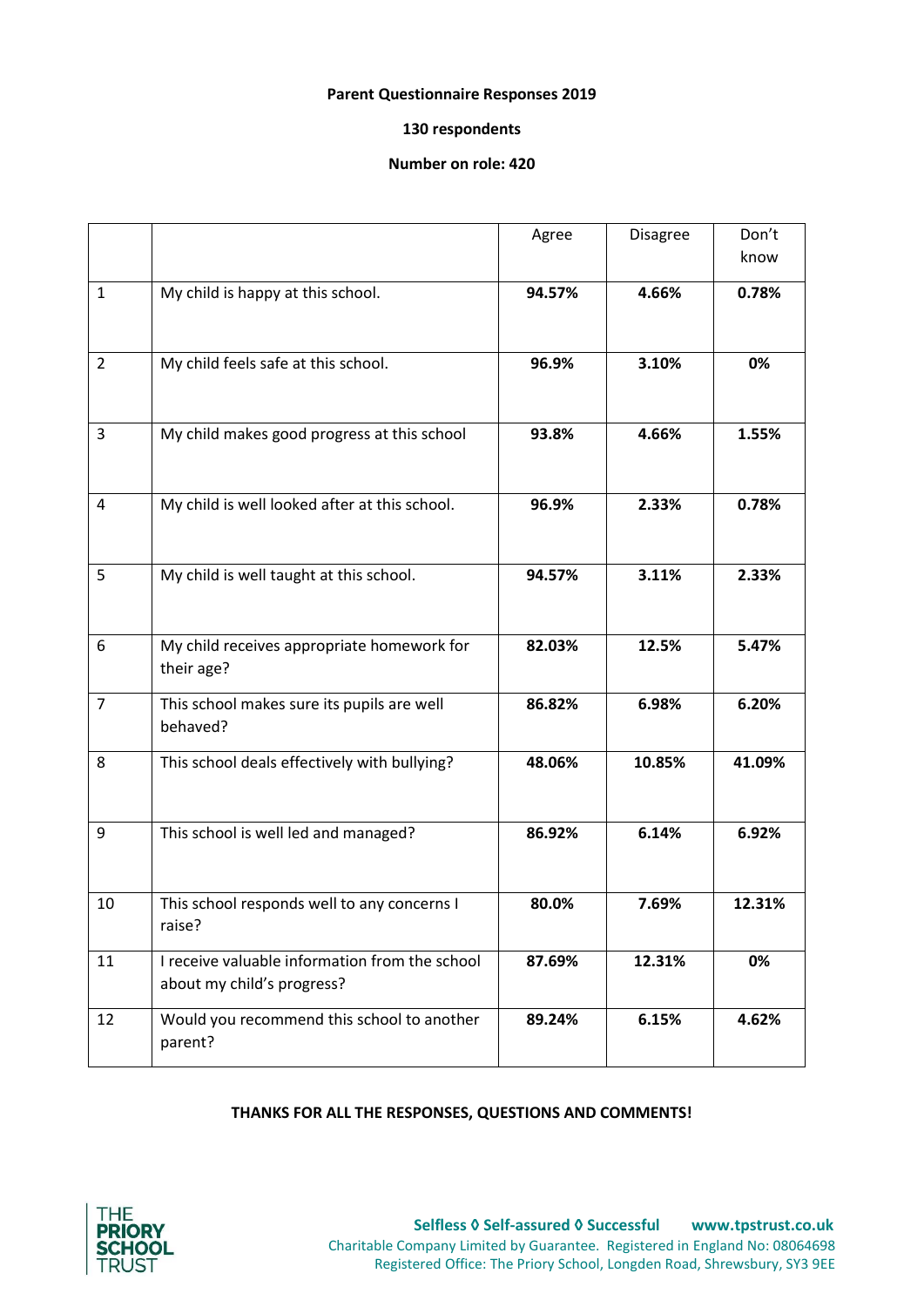**Parent Questionnaire Responses 2019**

**130 respondents**

**Number on role: 420**

| | | Agree | Disagree | Don't know |
|---|---|---|---|---|
| 1 | My child is happy at this school. | **94.57%** | **4.66%** | **0.78%** |
| 2 | My child feels safe at this school. | **96.9%** | **3.10%** | **0%** |
| 3 | My child makes good progress at this school | **93.8%** | **4.66%** | **1.55%** |
| 4 | My child is well looked after at this school. | **96.9%** | **2.33%** | **0.78%** |
| 5 | My child is well taught at this school. | **94.57%** | **3.11%** | **2.33%** |
| 6 | My child receives appropriate homework for their age? | **82.03%** | **12.5%** | **5.47%** |
| 7 | This school makes sure its pupils are well behaved? | **86.82%** | **6.98%** | **6.20%** |
| 8 | This school deals effectively with bullying? | **48.06%** | **10.85%** | **41.09%** |
| 9 | This school is well led and managed? | **86.92%** | **6.14%** | **6.92%** |
| 10 | This school responds well to any concerns I raise? | **80.0%** | **7.69%** | **12.31%** |
| 11 | I receive valuable information from the school about my child's progress? | **87.69%** | **12.31%** | **0%** |
| 12 | Would you recommend this school to another parent? | **89.24%** | **6.15%** | **4.62%** |

**THANKS FOR ALL THE RESPONSES, QUESTIONS AND COMMENTS!**

THE PRIORY SCHOOL TRUST

**Selfless ◊ Self-assured ◊ Successful** **www.tpstrust.co.uk**
Charitable Company Limited by Guarantee. Registered in England No: 08064698
Registered Office: The Priory School, Longden Road, Shrewsbury, SY3 9EE